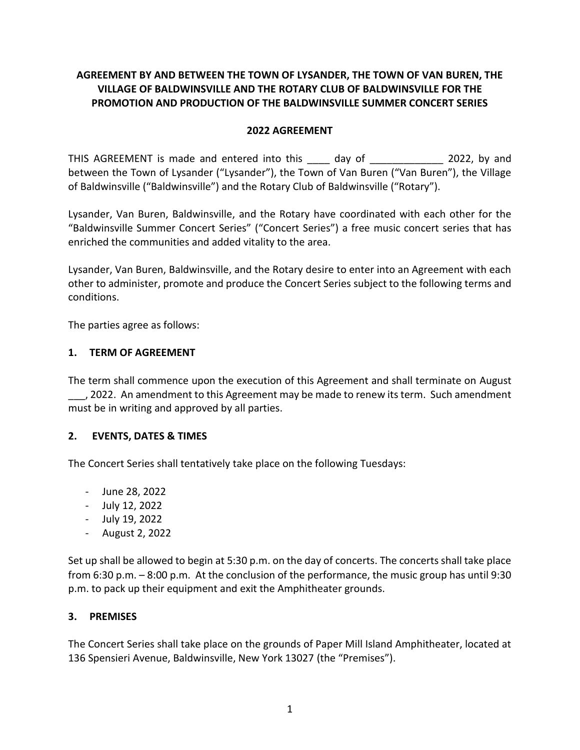**AGREEMENT BY AND BETWEEN THE TOWN OF LYSANDER, THE TOWN OF VAN BUREN, THE VILLAGE OF BALDWINSVILLE AND THE ROTARY CLUB OF BALDWINSVILLE FOR THE PROMOTION AND PRODUCTION OF THE BALDWINSVILLE SUMMER CONCERT SERIES**

**2022 AGREEMENT**

THIS AGREEMENT is made and entered into this ____ day of _____________ 2022, by and between the Town of Lysander ("Lysander"), the Town of Van Buren ("Van Buren"), the Village of Baldwinsville ("Baldwinsville") and the Rotary Club of Baldwinsville ("Rotary").

Lysander, Van Buren, Baldwinsville, and the Rotary have coordinated with each other for the "Baldwinsville Summer Concert Series" ("Concert Series") a free music concert series that has enriched the communities and added vitality to the area.

Lysander, Van Buren, Baldwinsville, and the Rotary desire to enter into an Agreement with each other to administer, promote and produce the Concert Series subject to the following terms and conditions.

The parties agree as follows:

## 1. TERM OF AGREEMENT

The term shall commence upon the execution of this Agreement and shall terminate on August ___, 2022. An amendment to this Agreement may be made to renew its term. Such amendment must be in writing and approved by all parties.

## 2. EVENTS, DATES & TIMES

The Concert Series shall tentatively take place on the following Tuesdays:

- June 28, 2022
- July 12, 2022
- July 19, 2022
- August 2, 2022

Set up shall be allowed to begin at 5:30 p.m. on the day of concerts. The concerts shall take place from 6:30 p.m. – 8:00 p.m. At the conclusion of the performance, the music group has until 9:30 p.m. to pack up their equipment and exit the Amphitheater grounds.

## 3. PREMISES

The Concert Series shall take place on the grounds of Paper Mill Island Amphitheater, located at 136 Spensieri Avenue, Baldwinsville, New York 13027 (the "Premises").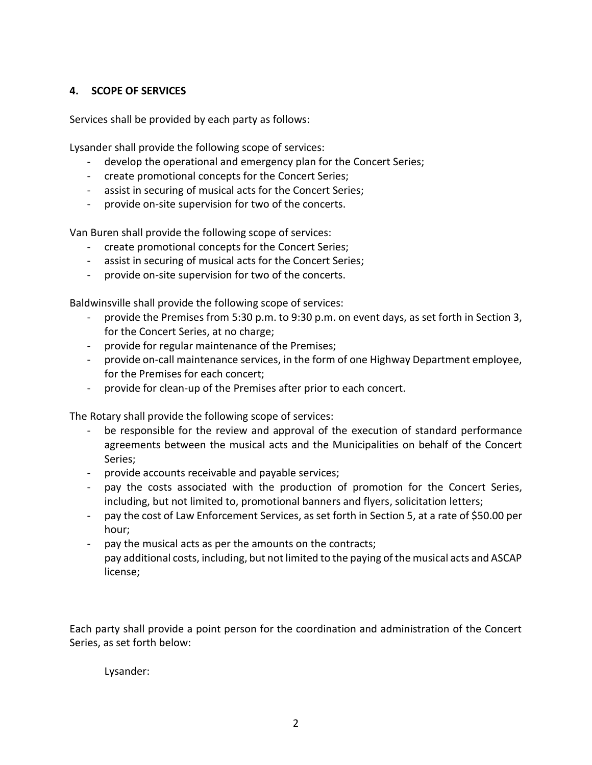## 4. SCOPE OF SERVICES

Services shall be provided by each party as follows:

Lysander shall provide the following scope of services:

- develop the operational and emergency plan for the Concert Series;
- create promotional concepts for the Concert Series;
- assist in securing of musical acts for the Concert Series;
- provide on-site supervision for two of the concerts.

Van Buren shall provide the following scope of services:

- create promotional concepts for the Concert Series;
- assist in securing of musical acts for the Concert Series;
- provide on-site supervision for two of the concerts.

Baldwinsville shall provide the following scope of services:

- provide the Premises from 5:30 p.m. to 9:30 p.m. on event days, as set forth in Section 3, for the Concert Series, at no charge;
- provide for regular maintenance of the Premises;
- provide on-call maintenance services, in the form of one Highway Department employee, for the Premises for each concert;
- provide for clean-up of the Premises after prior to each concert.

The Rotary shall provide the following scope of services:

- be responsible for the review and approval of the execution of standard performance agreements between the musical acts and the Municipalities on behalf of the Concert Series;
- provide accounts receivable and payable services;
- pay the costs associated with the production of promotion for the Concert Series, including, but not limited to, promotional banners and flyers, solicitation letters;
- pay the cost of Law Enforcement Services, as set forth in Section 5, at a rate of $50.00 per hour;
- pay the musical acts as per the amounts on the contracts;
  pay additional costs, including, but not limited to the paying of the musical acts and ASCAP license;

Each party shall provide a point person for the coordination and administration of the Concert Series, as set forth below:

Lysander: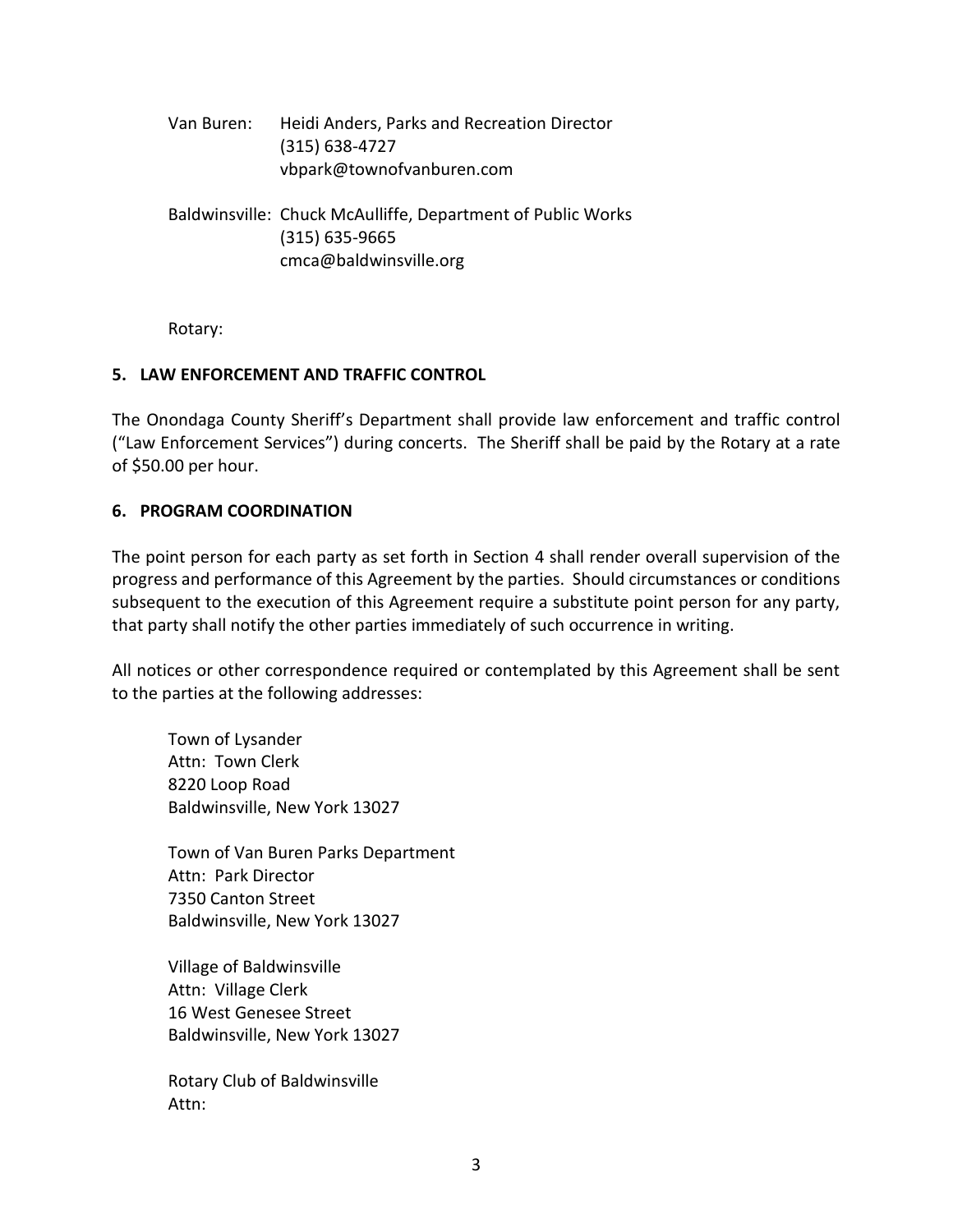Van Buren: Heidi Anders, Parks and Recreation Director
(315) 638-4727
vbpark@townofvanburen.com

Baldwinsville: Chuck McAulliffe, Department of Public Works
(315) 635-9665
cmca@baldwinsville.org

Rotary:

**5. LAW ENFORCEMENT AND TRAFFIC CONTROL**

The Onondaga County Sheriff's Department shall provide law enforcement and traffic control ("Law Enforcement Services") during concerts. The Sheriff shall be paid by the Rotary at a rate of $50.00 per hour.

**6. PROGRAM COORDINATION**

The point person for each party as set forth in Section 4 shall render overall supervision of the progress and performance of this Agreement by the parties. Should circumstances or conditions subsequent to the execution of this Agreement require a substitute point person for any party, that party shall notify the other parties immediately of such occurrence in writing.

All notices or other correspondence required or contemplated by this Agreement shall be sent to the parties at the following addresses:

Town of Lysander
Attn: Town Clerk
8220 Loop Road
Baldwinsville, New York 13027

Town of Van Buren Parks Department
Attn: Park Director
7350 Canton Street
Baldwinsville, New York 13027

Village of Baldwinsville
Attn: Village Clerk
16 West Genesee Street
Baldwinsville, New York 13027

Rotary Club of Baldwinsville
Attn: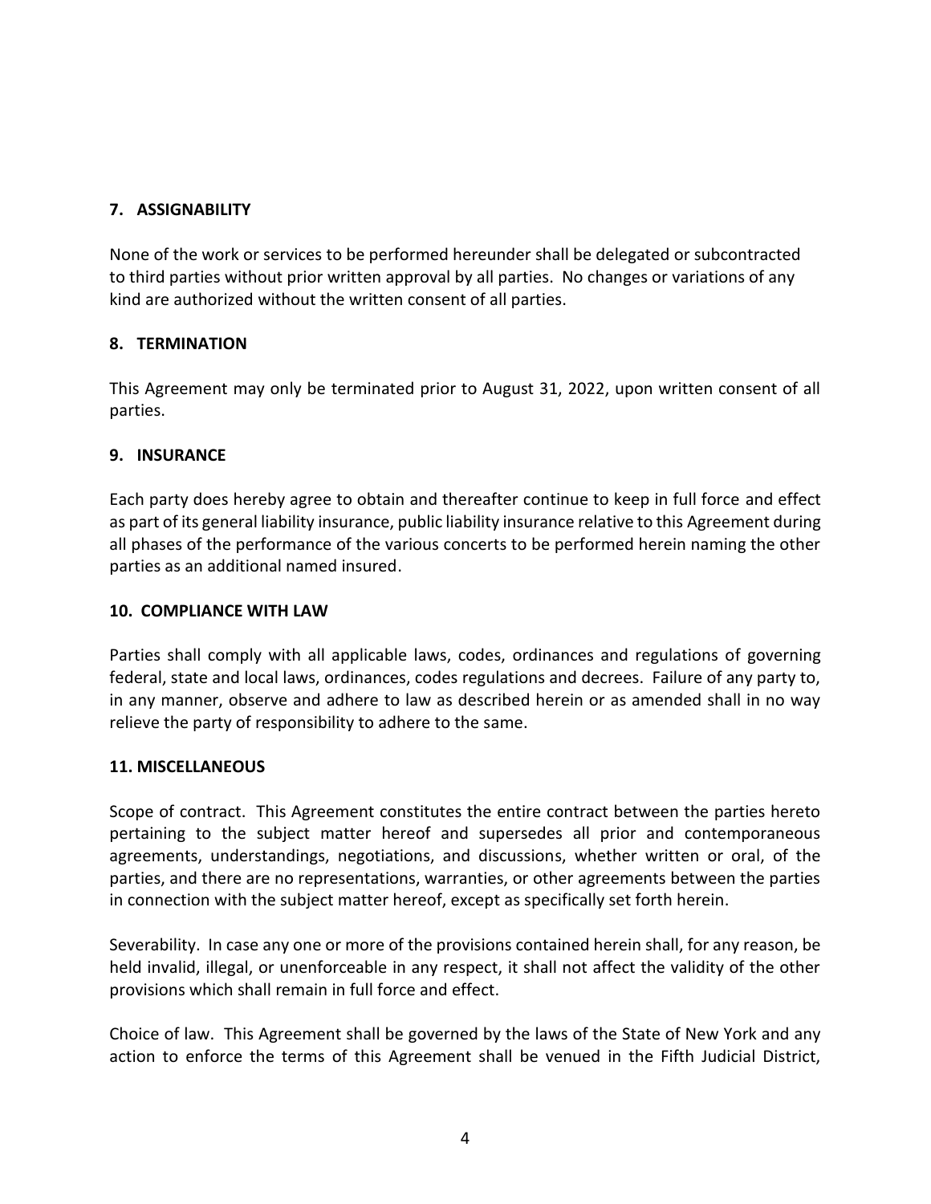## 7. ASSIGNABILITY

None of the work or services to be performed hereunder shall be delegated or subcontracted to third parties without prior written approval by all parties. No changes or variations of any kind are authorized without the written consent of all parties.

## 8. TERMINATION

This Agreement may only be terminated prior to August 31, 2022, upon written consent of all parties.

## 9. INSURANCE

Each party does hereby agree to obtain and thereafter continue to keep in full force and effect as part of its general liability insurance, public liability insurance relative to this Agreement during all phases of the performance of the various concerts to be performed herein naming the other parties as an additional named insured.

## 10. COMPLIANCE WITH LAW

Parties shall comply with all applicable laws, codes, ordinances and regulations of governing federal, state and local laws, ordinances, codes regulations and decrees. Failure of any party to, in any manner, observe and adhere to law as described herein or as amended shall in no way relieve the party of responsibility to adhere to the same.

## 11. MISCELLANEOUS

Scope of contract. This Agreement constitutes the entire contract between the parties hereto pertaining to the subject matter hereof and supersedes all prior and contemporaneous agreements, understandings, negotiations, and discussions, whether written or oral, of the parties, and there are no representations, warranties, or other agreements between the parties in connection with the subject matter hereof, except as specifically set forth herein.

Severability. In case any one or more of the provisions contained herein shall, for any reason, be held invalid, illegal, or unenforceable in any respect, it shall not affect the validity of the other provisions which shall remain in full force and effect.

Choice of law. This Agreement shall be governed by the laws of the State of New York and any action to enforce the terms of this Agreement shall be venued in the Fifth Judicial District,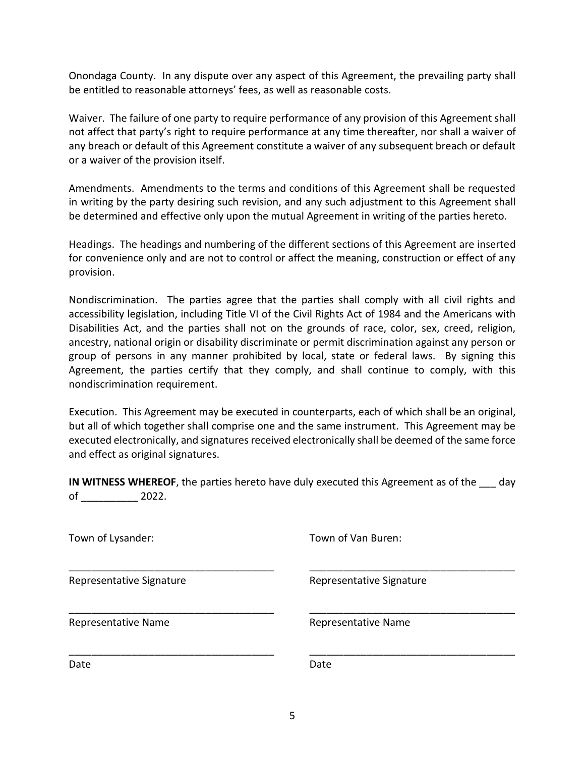Onondaga County. In any dispute over any aspect of this Agreement, the prevailing party shall be entitled to reasonable attorneys' fees, as well as reasonable costs.

Waiver. The failure of one party to require performance of any provision of this Agreement shall not affect that party's right to require performance at any time thereafter, nor shall a waiver of any breach or default of this Agreement constitute a waiver of any subsequent breach or default or a waiver of the provision itself.

Amendments. Amendments to the terms and conditions of this Agreement shall be requested in writing by the party desiring such revision, and any such adjustment to this Agreement shall be determined and effective only upon the mutual Agreement in writing of the parties hereto.

Headings. The headings and numbering of the different sections of this Agreement are inserted for convenience only and are not to control or affect the meaning, construction or effect of any provision.

Nondiscrimination. The parties agree that the parties shall comply with all civil rights and accessibility legislation, including Title VI of the Civil Rights Act of 1984 and the Americans with Disabilities Act, and the parties shall not on the grounds of race, color, sex, creed, religion, ancestry, national origin or disability discriminate or permit discrimination against any person or group of persons in any manner prohibited by local, state or federal laws. By signing this Agreement, the parties certify that they comply, and shall continue to comply, with this nondiscrimination requirement.

Execution. This Agreement may be executed in counterparts, each of which shall be an original, but all of which together shall comprise one and the same instrument. This Agreement may be executed electronically, and signatures received electronically shall be deemed of the same force and effect as original signatures.

**IN WITNESS WHEREOF**, the parties hereto have duly executed this Agreement as of the ___ day of __________ 2022.

Town of Lysander:

_____________________________________
Representative Signature

_____________________________________
Representative Name

_____________________________________
Date

Town of Van Buren:

_____________________________________
Representative Signature

_____________________________________
Representative Name

_____________________________________
Date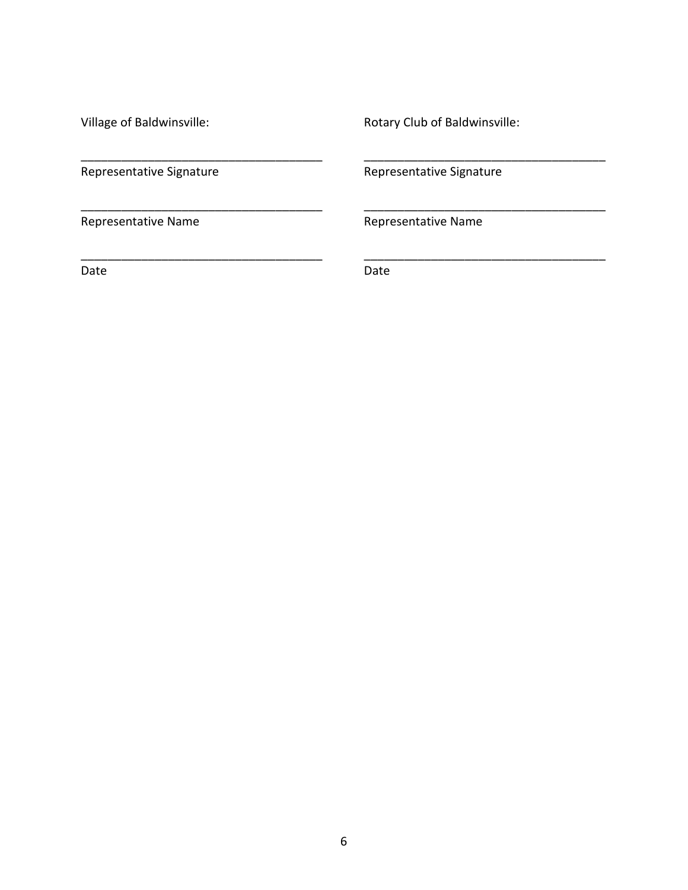Village of Baldwinsville:

\_\_\_\_\_\_\_\_\_\_\_\_\_\_\_\_\_\_\_\_\_\_\_\_\_\_\_\_\_\_\_\_\_\_\_\_

Representative Signature

\_\_\_\_\_\_\_\_\_\_\_\_\_\_\_\_\_\_\_\_\_\_\_\_\_\_\_\_\_\_\_\_\_\_\_\_

Representative Name

\_\_\_\_\_\_\_\_\_\_\_\_\_\_\_\_\_\_\_\_\_\_\_\_\_\_\_\_\_\_\_\_\_\_\_\_

Date

Rotary Club of Baldwinsville:

\_\_\_\_\_\_\_\_\_\_\_\_\_\_\_\_\_\_\_\_\_\_\_\_\_\_\_\_\_\_\_\_\_\_\_\_

Representative Signature

\_\_\_\_\_\_\_\_\_\_\_\_\_\_\_\_\_\_\_\_\_\_\_\_\_\_\_\_\_\_\_\_\_\_\_\_

Representative Name

\_\_\_\_\_\_\_\_\_\_\_\_\_\_\_\_\_\_\_\_\_\_\_\_\_\_\_\_\_\_\_\_\_\_\_\_

Date